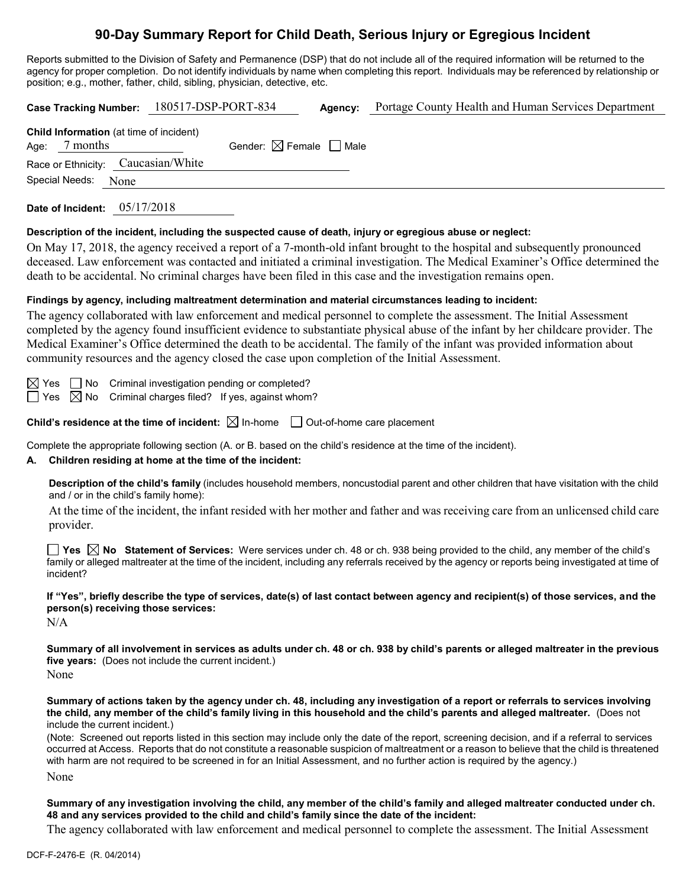# 90-Day Summary Report for Child Death, Serious Injury or Egregious Incident

Reports submitted to the Division of Safety and Permanence (DSP) that do not include all of the required information will be returned to the agency for proper completion. Do not identify individuals by name when completing this report. Individuals may be referenced by relationship or position; e.g., mother, father, child, sibling, physician, detective, etc.

**Case Tracking Number:** 180517-DSP-PORT-834 **Agency:** Portage County Health and Human Services Department

**Child Information** (at time of incident)

Age: 7 months Gender: ☒ Female ☐ Male

Race or Ethnicity: Caucasian/White

Special Needs: None

**Date of Incident:** 05/17/2018

**Description of the incident, including the suspected cause of death, injury or egregious abuse or neglect:**

On May 17, 2018, the agency received a report of a 7-month-old infant brought to the hospital and subsequently pronounced deceased. Law enforcement was contacted and initiated a criminal investigation. The Medical Examiner's Office determined the death to be accidental. No criminal charges have been filed in this case and the investigation remains open.

**Findings by agency, including maltreatment determination and material circumstances leading to incident:**

The agency collaborated with law enforcement and medical personnel to complete the assessment. The Initial Assessment completed by the agency found insufficient evidence to substantiate physical abuse of the infant by her childcare provider. The Medical Examiner's Office determined the death to be accidental. The family of the infant was provided information about community resources and the agency closed the case upon completion of the Initial Assessment.

☒ Yes ☐ No Criminal investigation pending or completed?

☐ Yes ☒ No Criminal charges filed? If yes, against whom?

**Child's residence at the time of incident:** ☒ In-home ☐ Out-of-home care placement

Complete the appropriate following section (A. or B. based on the child's residence at the time of the incident).

**A. Children residing at home at the time of the incident:**

**Description of the child's family** (includes household members, noncustodial parent and other children that have visitation with the child and / or in the child's family home):

At the time of the incident, the infant resided with her mother and father and was receiving care from an unlicensed child care provider.

☐ **Yes** ☒ **No Statement of Services:** Were services under ch. 48 or ch. 938 being provided to the child, any member of the child's family or alleged maltreater at the time of the incident, including any referrals received by the agency or reports being investigated at time of incident?

**If "Yes", briefly describe the type of services, date(s) of last contact between agency and recipient(s) of those services, and the person(s) receiving those services:**

N/A

**Summary of all involvement in services as adults under ch. 48 or ch. 938 by child's parents or alleged maltreater in the previous five years:** (Does not include the current incident.)

None

**Summary of actions taken by the agency under ch. 48, including any investigation of a report or referrals to services involving the child, any member of the child's family living in this household and the child's parents and alleged maltreater.** (Does not include the current incident.)

(Note: Screened out reports listed in this section may include only the date of the report, screening decision, and if a referral to services occurred at Access. Reports that do not constitute a reasonable suspicion of maltreatment or a reason to believe that the child is threatened with harm are not required to be screened in for an Initial Assessment, and no further action is required by the agency.)

None

**Summary of any investigation involving the child, any member of the child's family and alleged maltreater conducted under ch. 48 and any services provided to the child and child's family since the date of the incident:**

The agency collaborated with law enforcement and medical personnel to complete the assessment. The Initial Assessment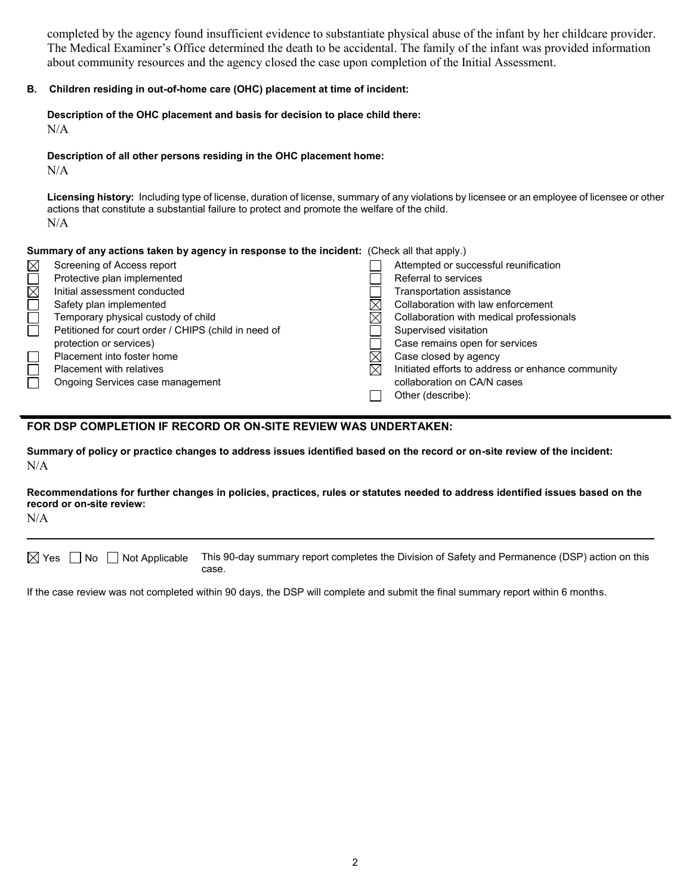completed by the agency found insufficient evidence to substantiate physical abuse of the infant by her childcare provider. The Medical Examiner's Office determined the death to be accidental. The family of the infant was provided information about community resources and the agency closed the case upon completion of the Initial Assessment.

**B. Children residing in out-of-home care (OHC) placement at time of incident:**

**Description of the OHC placement and basis for decision to place child there:**
N/A

**Description of all other persons residing in the OHC placement home:**
N/A

**Licensing history:** Including type of license, duration of license, summary of any violations by licensee or an employee of licensee or other actions that constitute a substantial failure to protect and promote the welfare of the child.
N/A

**Summary of any actions taken by agency in response to the incident:** (Check all that apply.)

- ☒ Screening of Access report
- ☐ Protective plan implemented
- ☒ Initial assessment conducted
- ☐ Safety plan implemented
- ☐ Temporary physical custody of child
- ☐ Petitioned for court order / CHIPS (child in need of protection or services)
- ☐ Placement into foster home
- ☐ Placement with relatives
- ☐ Ongoing Services case management
- ☐ Attempted or successful reunification
- ☐ Referral to services
- ☐ Transportation assistance
- ☒ Collaboration with law enforcement
- ☒ Collaboration with medical professionals
- ☐ Supervised visitation
- ☐ Case remains open for services
- ☒ Case closed by agency
- ☒ Initiated efforts to address or enhance community collaboration on CA/N cases
- ☐ Other (describe):

## FOR DSP COMPLETION IF RECORD OR ON-SITE REVIEW WAS UNDERTAKEN:

**Summary of policy or practice changes to address issues identified based on the record or on-site review of the incident:**
N/A

**Recommendations for further changes in policies, practices, rules or statutes needed to address identified issues based on the record or on-site review:**
N/A

☒ Yes ☐ No ☐ Not Applicable  This 90-day summary report completes the Division of Safety and Permanence (DSP) action on this case.

If the case review was not completed within 90 days, the DSP will complete and submit the final summary report within 6 months.